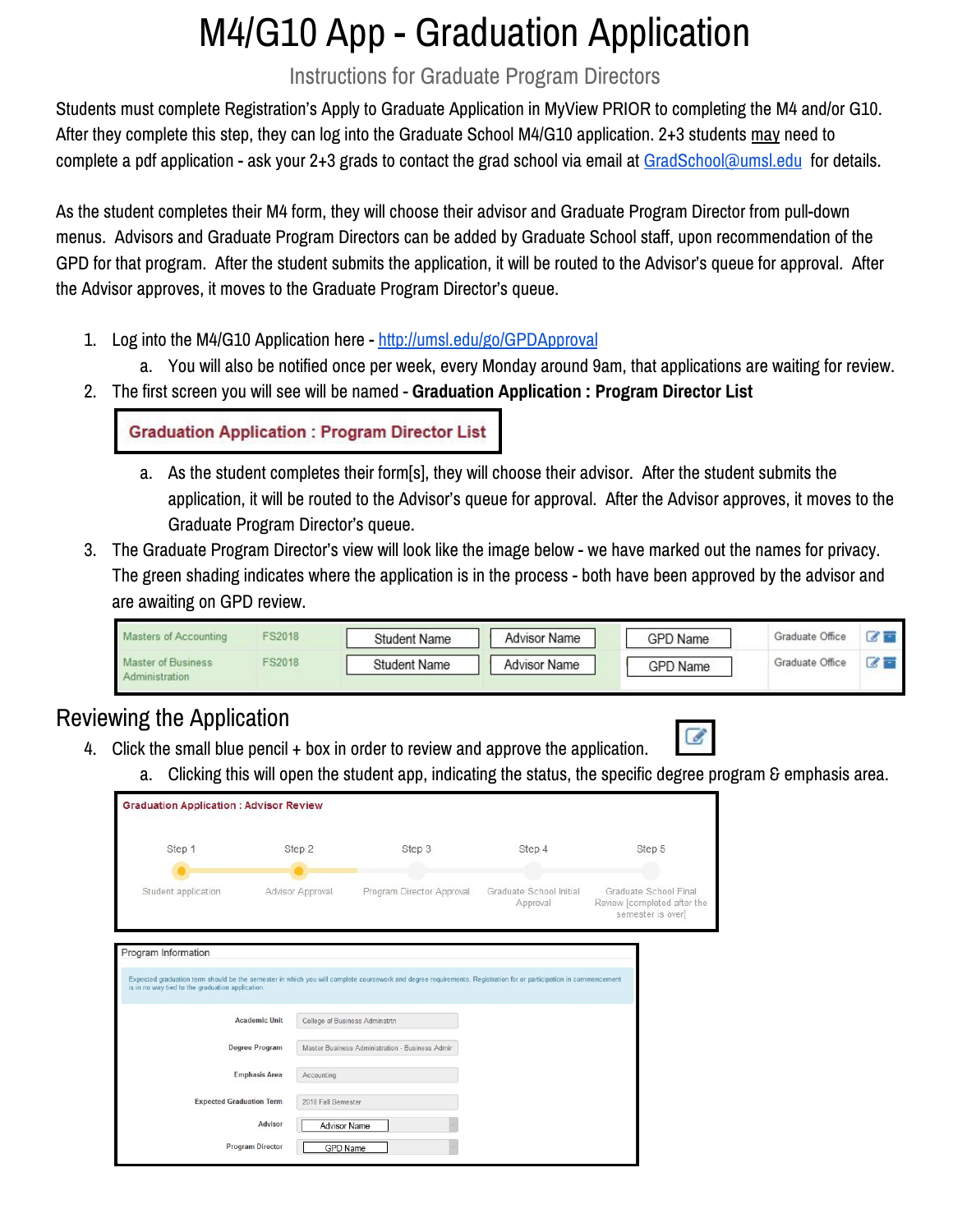# M4/G10 App - Graduation Application

Instructions for Graduate Program Directors

Students must complete Registration's Apply to Graduate Application in MyView PRIOR to completing the M4 and/or G10. After they complete this step, they can log into the Graduate School M4/G10 application. 2+3 students may need to complete a pdf application - ask your 2+3 grads to contact the grad school via email at GradSchool@umsl.edu for details.

As the student completes their M4 form, they will choose their advisor and Graduate Program Director from pull-down menus. Advisors and Graduate Program Directors can be added by Graduate School staff, upon recommendation of the GPD for that program. After the student submits the application, it will be routed to the Advisor's queue for approval. After the Advisor approves, it moves to the Graduate Program Director's queue.

1. Log into the M4/G10 Application here - http://umsl.edu/go/GPDApproval
   a. You will also be notified once per week, every Monday around 9am, that applications are waiting for review.
2. The first screen you will see will be named - **Graduation Application : Program Director List**

   **Graduation Application : Program Director List**

   a. As the student completes their form[s], they will choose their advisor. After the student submits the application, it will be routed to the Advisor's queue for approval. After the Advisor approves, it moves to the Graduate Program Director's queue.
3. The Graduate Program Director's view will look like the image below - we have marked out the names for privacy. The green shading indicates where the application is in the process - both have been approved by the advisor and are awaiting on GPD review.

| | | | | | | |
|---|---|---|---|---|---|---|
| Masters of Accounting | FS2018 | Student Name | Advisor Name | GPD Name | Graduate Office | |
| Master of Business Administration | FS2018 | Student Name | Advisor Name | GPD Name | Graduate Office | |

## Reviewing the Application

4. Click the small blue pencil + box in order to review and approve the application.
   a. Clicking this will open the student app, indicating the status, the specific degree program & emphasis area.

**Graduation Application : Advisor Review**

| Step 1 | Step 2 | Step 3 | Step 4 | Step 5 |
|---|---|---|---|---|
| Student application | Advisor Approval | Program Director Approval | Graduate School Initial Approval | Graduate School Final Review [completed after the semester is over] |

Program Information

Expected graduation term should be the semester in which you will complete coursework and degree requirements. Registration for or participation in commencement is in no way tied to the graduation application.

| | |
|---|---|
| Academic Unit | College of Business Adminstrtn |
| Degree Program | Master Business Administration - Business Admir |
| Emphasis Area | Accounting |
| Expected Graduation Term | 2018 Fall Semester |
| Advisor | Advisor Name |
| Program Director | GPD Name |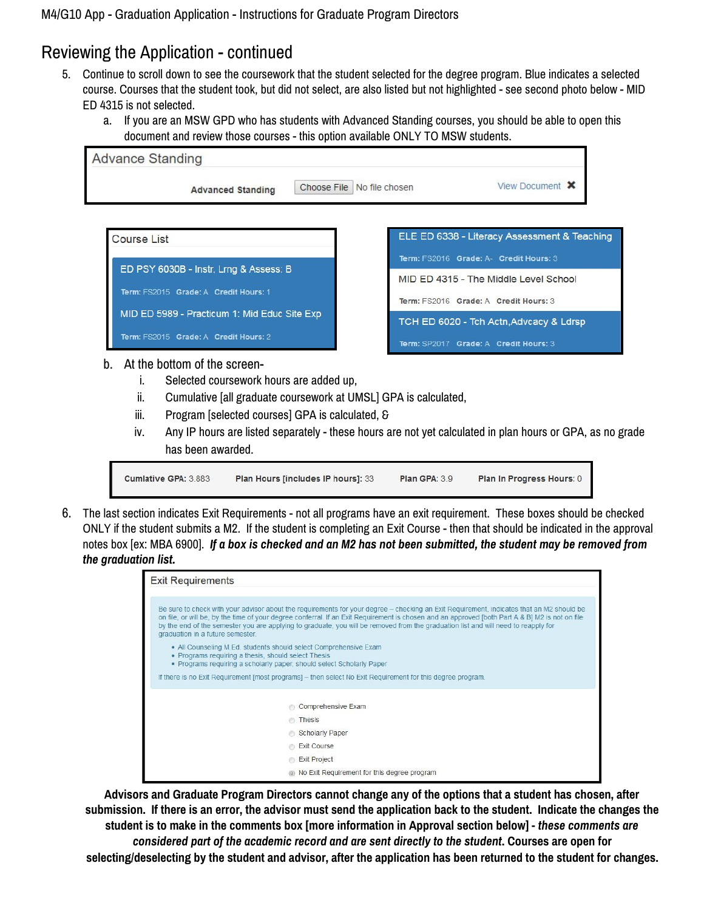## Reviewing the Application - continued

5. Continue to scroll down to see the coursework that the student selected for the degree program. Blue indicates a selected course. Courses that the student took, but did not select, are also listed but not highlighted - see second photo below - MID ED 4315 is not selected.
   a. If you are an MSW GPD who has students with Advanced Standing courses, you should be able to open this document and review those courses - this option available ONLY TO MSW students.

Advance Standing

Advanced Standing  Choose File  No file chosen  View Document ✖

Course List

ED PSY 6030B - Instr, Lrng & Assess: B
Term: FS2015  Grade: A  Credit Hours: 1

MID ED 5989 - Practicum 1: Mid Educ Site Exp
Term: FS2015  Grade: A  Credit Hours: 2

ELE ED 6338 - Literacy Assessment & Teaching
Term: FS2016  Grade: A-  Credit Hours: 3

MID ED 4315 - The Middle Level School
Term: FS2016  Grade: A  Credit Hours: 3

TCH ED 6020 - Tch Actn,Advcacy & Ldrsp
Term: SP2017  Grade: A  Credit Hours: 3

   b. At the bottom of the screen-
      i. Selected coursework hours are added up,
      ii. Cumulative [all graduate coursework at UMSL] GPA is calculated,
      iii. Program [selected courses] GPA is calculated, &
      iv. Any IP hours are listed separately - these hours are not yet calculated in plan hours or GPA, as no grade has been awarded.

Cumlative GPA: 3.883  Plan Hours [includes IP hours]: 33  Plan GPA: 3.9  Plan In Progress Hours: 0

6. The last section indicates Exit Requirements - not all programs have an exit requirement. These boxes should be checked ONLY if the student submits a M2. If the student is completing an Exit Course - then that should be indicated in the approval notes box [ex: MBA 6900]. ***If a box is checked and an M2 has not been submitted, the student may be removed from the graduation list.***

Exit Requirements

Be sure to check with your advisor about the requirements for your degree – checking an Exit Requirement, indicates that an M2 should be on file, or will be, by the time of your degree conferral. If an Exit Requirement is chosen and an approved [both Part A & B] M2 is not on file by the end of the semester you are applying to graduate, you will be removed from the graduation list and will need to reapply for graduation in a future semester.

- All Counseling M Ed. students should select Comprehensive Exam
- Programs requiring a thesis, should select Thesis
- Programs requiring a scholarly paper, should select Scholarly Paper

If there is no Exit Requirement [most programs] – then select No Exit Requirement for this degree program.

- ○ Comprehensive Exam
- ○ Thesis
- ○ Scholarly Paper
- ○ Exit Course
- ○ Exit Project
- ◉ No Exit Requirement for this degree program

**Advisors and Graduate Program Directors cannot change any of the options that a student has chosen, after submission. If there is an error, the advisor must send the application back to the student. Indicate the changes the student is to make in the comments box [more information in Approval section below] - *these comments are considered part of the academic record and are sent directly to the student*. Courses are open for selecting/deselecting by the student and advisor, after the application has been returned to the student for changes.**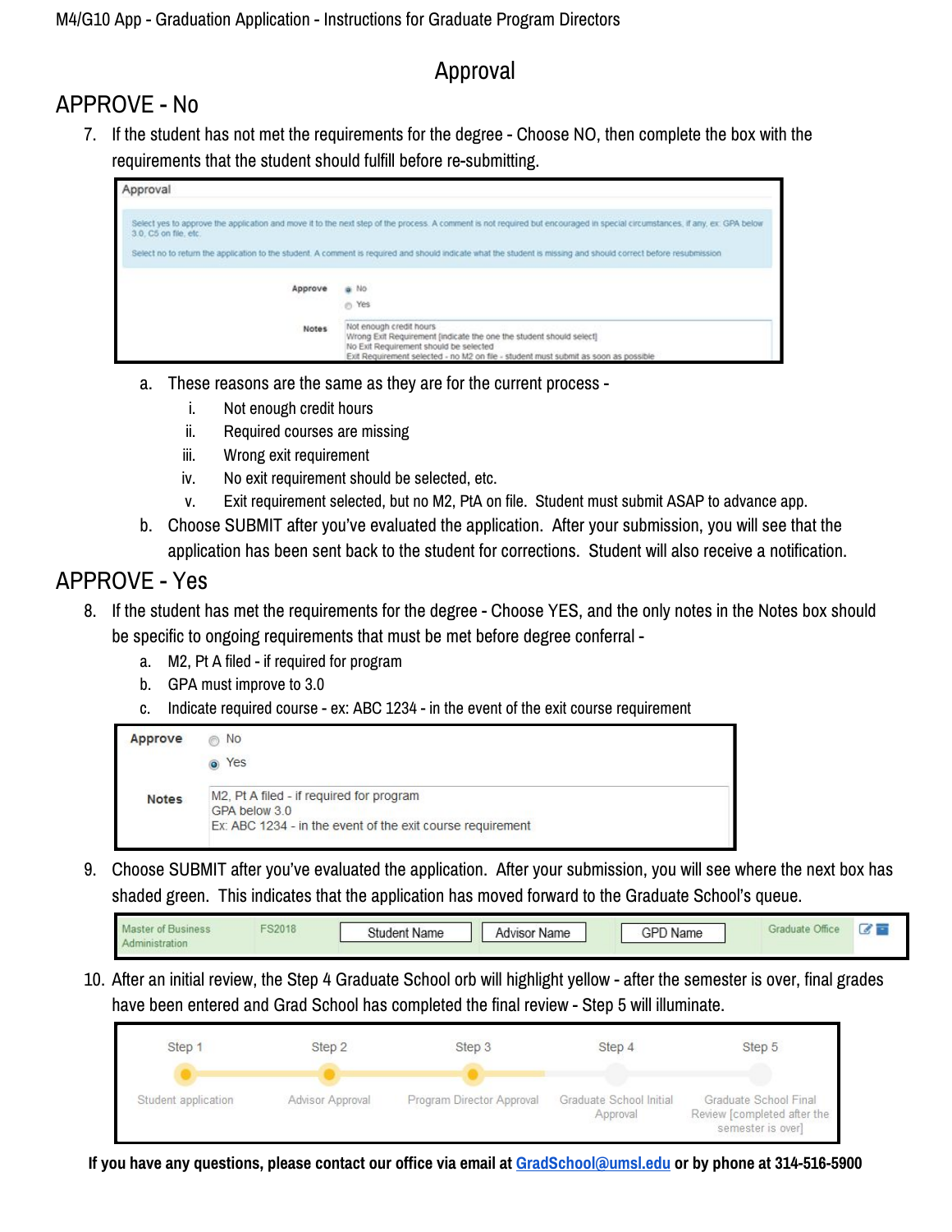## Approval

### APPROVE - No

7. If the student has not met the requirements for the degree - Choose NO, then complete the box with the requirements that the student should fulfill before re-submitting.

Approval

Select yes to approve the application and move it to the next step of the process. A comment is not required but encouraged in special circumstances, if any. ex: GPA below 3.0, C5 on file, etc.

Select no to return the application to the student. A comment is required and should indicate what the student is missing and should correct before resubmission

Approve ◉ No ○ Yes

Notes
Not enough credit hours
Wrong Exit Requirement [indicate the one the student should select]
No Exit Requirement should be selected
Exit Requirement selected - no M2 on file - student must submit as soon as possible

   a. These reasons are the same as they are for the current process -
      i. Not enough credit hours
      ii. Required courses are missing
      iii. Wrong exit requirement
      iv. No exit requirement should be selected, etc.
      v. Exit requirement selected, but no M2, PtA on file. Student must submit ASAP to advance app.
   b. Choose SUBMIT after you've evaluated the application. After your submission, you will see that the application has been sent back to the student for corrections. Student will also receive a notification.

### APPROVE - Yes

8. If the student has met the requirements for the degree - Choose YES, and the only notes in the Notes box should be specific to ongoing requirements that must be met before degree conferral -
   a. M2, Pt A filed - if required for program
   b. GPA must improve to 3.0
   c. Indicate required course - ex: ABC 1234 - in the event of the exit course requirement

Approve ○ No ◉ Yes

Notes
M2, Pt A filed - if required for program
GPA below 3.0
Ex: ABC 1234 - in the event of the exit course requirement

9. Choose SUBMIT after you've evaluated the application. After your submission, you will see where the next box has shaded green. This indicates that the application has moved forward to the Graduate School's queue.

| | | | | | |
|---|---|---|---|---|---|
| Master of Business Administration | FS2018 | Student Name | Advisor Name | GPD Name | Graduate Office |

10. After an initial review, the Step 4 Graduate School orb will highlight yellow - after the semester is over, final grades have been entered and Grad School has completed the final review - Step 5 will illuminate.

Step 1
Student application

Step 2
Advisor Approval

Step 3
Program Director Approval

Step 4
Graduate School Initial Approval

Step 5
Graduate School Final Review [completed after the semester is over]

**If you have any questions, please contact our office via email at GradSchool@umsl.edu or by phone at 314-516-5900**